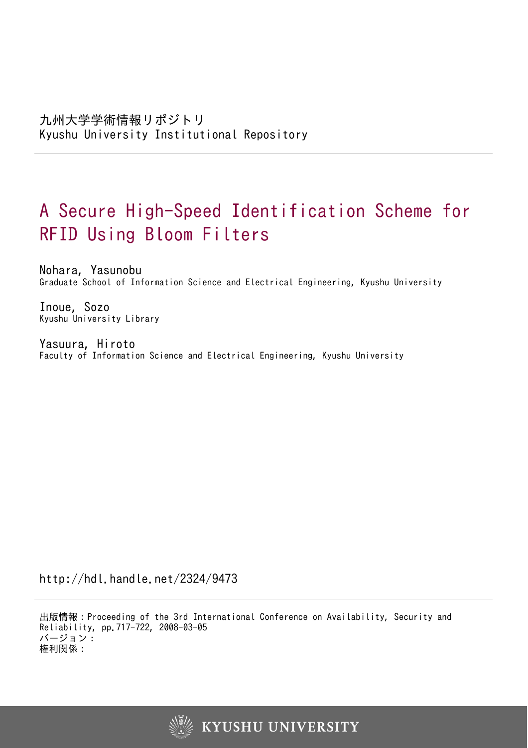九州大学学術情報リポジトリ
Kyushu University Institutional Repository

# A Secure High-Speed Identification Scheme for RFID Using Bloom Filters

Nohara, Yasunobu
Graduate School of Information Science and Electrical Engineering, Kyushu University

Inoue, Sozo
Kyushu University Library

Yasuura, Hiroto
Faculty of Information Science and Electrical Engineering, Kyushu University

http://hdl.handle.net/2324/9473

出版情報：Proceeding of the 3rd International Conference on Availability, Security and Reliability, pp.717-722, 2008-03-05
バージョン：
権利関係：

KYUSHU UNIVERSITY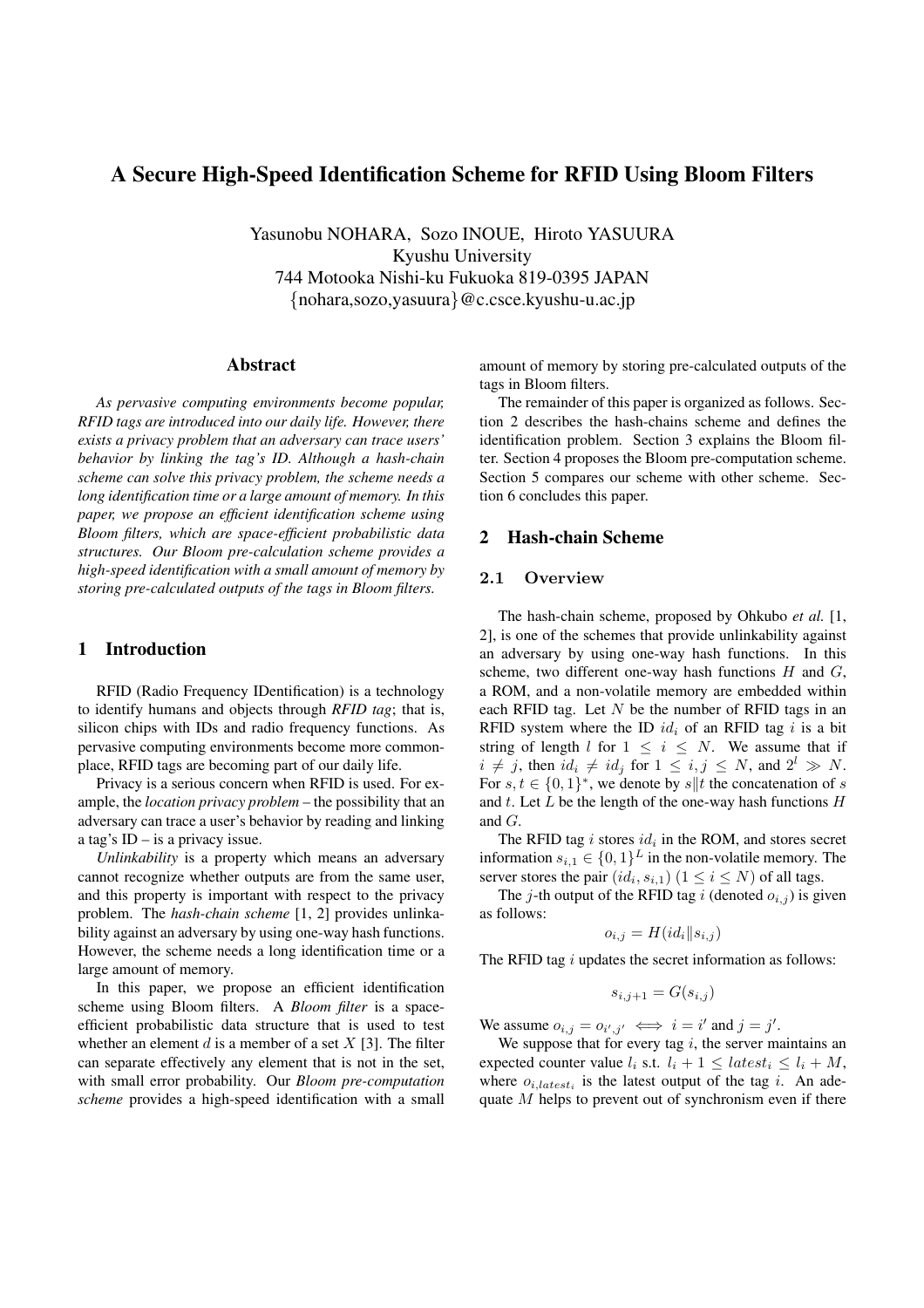# A Secure High-Speed Identification Scheme for RFID Using Bloom Filters

Yasunobu NOHARA, Sozo INOUE, Hiroto YASUURA
Kyushu University
744 Motooka Nishi-ku Fukuoka 819-0395 JAPAN
{nohara,sozo,yasuura}@c.csce.kyushu-u.ac.jp

## Abstract

*As pervasive computing environments become popular, RFID tags are introduced into our daily life. However, there exists a privacy problem that an adversary can trace users' behavior by linking the tag's ID. Although a hash-chain scheme can solve this privacy problem, the scheme needs a long identification time or a large amount of memory. In this paper, we propose an efficient identification scheme using Bloom filters, which are space-efficient probabilistic data structures. Our Bloom pre-calculation scheme provides a high-speed identification with a small amount of memory by storing pre-calculated outputs of the tags in Bloom filters.*

## 1 Introduction

RFID (Radio Frequency IDentification) is a technology to identify humans and objects through *RFID tag*; that is, silicon chips with IDs and radio frequency functions. As pervasive computing environments become more commonplace, RFID tags are becoming part of our daily life.

Privacy is a serious concern when RFID is used. For example, the *location privacy problem* – the possibility that an adversary can trace a user's behavior by reading and linking a tag's ID – is a privacy issue.

*Unlinkability* is a property which means an adversary cannot recognize whether outputs are from the same user, and this property is important with respect to the privacy problem. The *hash-chain scheme* [1, 2] provides unlinkability against an adversary by using one-way hash functions. However, the scheme needs a long identification time or a large amount of memory.

In this paper, we propose an efficient identification scheme using Bloom filters. A *Bloom filter* is a space-efficient probabilistic data structure that is used to test whether an element $d$ is a member of a set $X$ [3]. The filter can separate effectively any element that is not in the set, with small error probability. Our *Bloom pre-computation scheme* provides a high-speed identification with a small amount of memory by storing pre-calculated outputs of the tags in Bloom filters.

The remainder of this paper is organized as follows. Section 2 describes the hash-chains scheme and defines the identification problem. Section 3 explains the Bloom filter. Section 4 proposes the Bloom pre-computation scheme. Section 5 compares our scheme with other scheme. Section 6 concludes this paper.

## 2 Hash-chain Scheme

### 2.1 Overview

The hash-chain scheme, proposed by Ohkubo *et al.* [1, 2], is one of the schemes that provide unlinkability against an adversary by using one-way hash functions. In this scheme, two different one-way hash functions $H$ and $G$, a ROM, and a non-volatile memory are embedded within each RFID tag. Let $N$ be the number of RFID tags in an RFID system where the ID $id_i$ of an RFID tag $i$ is a bit string of length $l$ for $1 \leq i \leq N$. We assume that if $i \neq j$, then $id_i \neq id_j$ for $1 \leq i, j \leq N$, and $2^l \gg N$. For $s, t \in \{0,1\}^*$, we denote by $s \| t$ the concatenation of $s$ and $t$. Let $L$ be the length of the one-way hash functions $H$ and $G$.

The RFID tag $i$ stores $id_i$ in the ROM, and stores secret information $s_{i,1} \in \{0,1\}^L$ in the non-volatile memory. The server stores the pair $(id_i, s_{i,1})$ $(1 \leq i \leq N)$ of all tags.

The $j$-th output of the RFID tag $i$ (denoted $o_{i,j}$) is given as follows:

$$o_{i,j} = H(id_i \| s_{i,j})$$

The RFID tag $i$ updates the secret information as follows:

$$s_{i,j+1} = G(s_{i,j})$$

We assume $o_{i,j} = o_{i',j'} \iff i = i'$ and $j = j'$.

We suppose that for every tag $i$, the server maintains an expected counter value $l_i$ s.t. $l_i + 1 \leq latest_i \leq l_i + M$, where $o_{i,latest_i}$ is the latest output of the tag $i$. An adequate $M$ helps to prevent out of synchronism even if there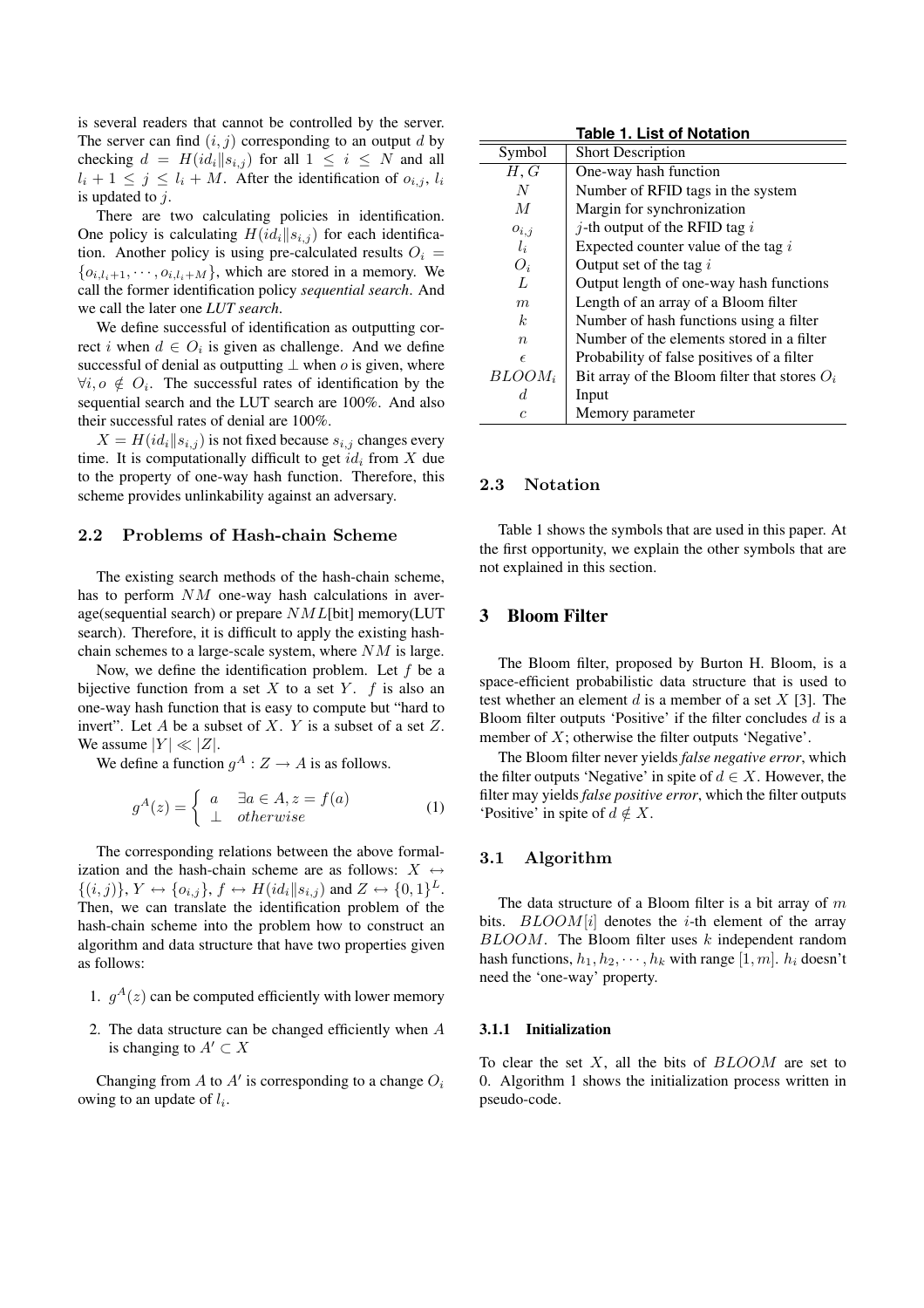is several readers that cannot be controlled by the server. The server can find $(i, j)$ corresponding to an output $d$ by checking $d = H(id_i \| s_{i,j})$ for all $1 \leq i \leq N$ and all $l_i + 1 \leq j \leq l_i + M$. After the identification of $o_{i,j}$, $l_i$ is updated to $j$.

There are two calculating policies in identification. One policy is calculating $H(id_i \| s_{i,j})$ for each identification. Another policy is using pre-calculated results $O_i = \{o_{i,l_i+1}, \cdots, o_{i,l_i+M}\}$, which are stored in a memory. We call the former identification policy *sequential search*. And we call the later one *LUT search*.

We define successful of identification as outputting correct $i$ when $d \in O_i$ is given as challenge. And we define successful of denial as outputting $\perp$ when $o$ is given, where $\forall i, o \notin O_i$. The successful rates of identification by the sequential search and the LUT search are 100%. And also their successful rates of denial are 100%.

$X = H(id_i \| s_{i,j})$ is not fixed because $s_{i,j}$ changes every time. It is computationally difficult to get $id_i$ from $X$ due to the property of one-way hash function. Therefore, this scheme provides unlinkability against an adversary.

### 2.2 Problems of Hash-chain Scheme

The existing search methods of the hash-chain scheme, has to perform $NM$ one-way hash calculations in average(sequential search) or prepare $NML$[bit] memory(LUT search). Therefore, it is difficult to apply the existing hash-chain schemes to a large-scale system, where $NM$ is large.

Now, we define the identification problem. Let $f$ be a bijective function from a set $X$ to a set $Y$. $f$ is also an one-way hash function that is easy to compute but "hard to invert". Let $A$ be a subset of $X$. $Y$ is a subset of a set $Z$. We assume $|Y| \ll |Z|$.

We define a function $g^A : Z \rightarrow A$ is as follows.

$$g^A(z) = \begin{cases} a & \exists a \in A, z = f(a) \\ \perp & otherwise \end{cases} \tag{1}$$

The corresponding relations between the above formalization and the hash-chain scheme are as follows: $X \leftrightarrow \{(i,j)\}$, $Y \leftrightarrow \{o_{i,j}\}$, $f \leftrightarrow H(id_i \| s_{i,j})$ and $Z \leftrightarrow \{0,1\}^L$. Then, we can translate the identification problem of the hash-chain scheme into the problem how to construct an algorithm and data structure that have two properties given as follows:

1. $g^A(z)$ can be computed efficiently with lower memory
2. The data structure can be changed efficiently when $A$ is changing to $A' \subset X$

Changing from $A$ to $A'$ is corresponding to a change $O_i$ owing to an update of $l_i$.

**Table 1. List of Notation**

| Symbol | Short Description |
|---|---|
| $H, G$ | One-way hash function |
| $N$ | Number of RFID tags in the system |
| $M$ | Margin for synchronization |
| $o_{i,j}$ | $j$-th output of the RFID tag $i$ |
| $l_i$ | Expected counter value of the tag $i$ |
| $O_i$ | Output set of the tag $i$ |
| $L$ | Output length of one-way hash functions |
| $m$ | Length of an array of a Bloom filter |
| $k$ | Number of hash functions using a filter |
| $n$ | Number of the elements stored in a filter |
| $\epsilon$ | Probability of false positives of a filter |
| $BLOOM_i$ | Bit array of the Bloom filter that stores $O_i$ |
| $d$ | Input |
| $c$ | Memory parameter |

### 2.3 Notation

Table 1 shows the symbols that are used in this paper. At the first opportunity, we explain the other symbols that are not explained in this section.

## 3 Bloom Filter

The Bloom filter, proposed by Burton H. Bloom, is a space-efficient probabilistic data structure that is used to test whether an element $d$ is a member of a set $X$ [3]. The Bloom filter outputs 'Positive' if the filter concludes $d$ is a member of $X$; otherwise the filter outputs 'Negative'.

The Bloom filter never yields *false negative error*, which the filter outputs 'Negative' in spite of $d \in X$. However, the filter may yields *false positive error*, which the filter outputs 'Positive' in spite of $d \notin X$.

### 3.1 Algorithm

The data structure of a Bloom filter is a bit array of $m$ bits. $BLOOM[i]$ denotes the $i$-th element of the array $BLOOM$. The Bloom filter uses $k$ independent random hash functions, $h_1, h_2, \cdots, h_k$ with range $[1, m]$. $h_i$ doesn't need the 'one-way' property.

#### 3.1.1 Initialization

To clear the set $X$, all the bits of $BLOOM$ are set to 0. Algorithm 1 shows the initialization process written in pseudo-code.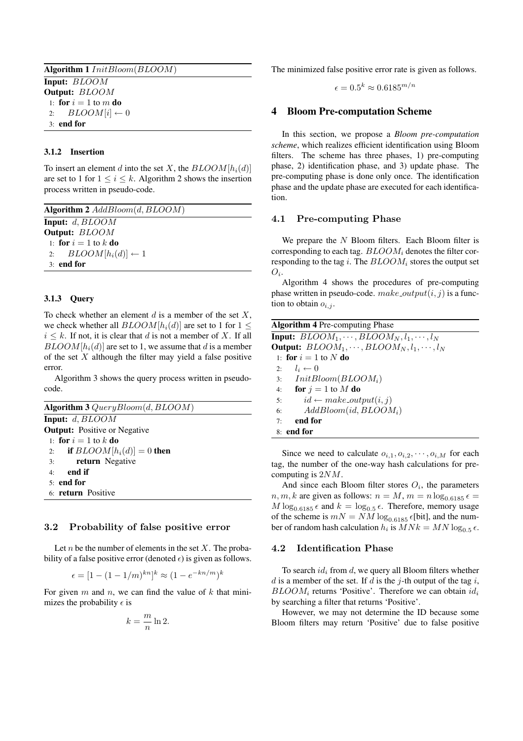**Algorithm 1** $InitBloom(BLOOM)$

```
Input: BLOOM
Output: BLOOM
1: for i = 1 to m do
2:     BLOOM[i] ← 0
3: end for
```

#### 3.1.2 Insertion

To insert an element $d$ into the set $X$, the $BLOOM[h_i(d)]$ are set to 1 for $1 \leq i \leq k$. Algorithm 2 shows the insertion process written in pseudo-code.

**Algorithm 2** $AddBloom(d, BLOOM)$

```
Input: d, BLOOM
Output: BLOOM
1: for i = 1 to k do
2:     BLOOM[h_i(d)] ← 1
3: end for
```

#### 3.1.3 Query

To check whether an element $d$ is a member of the set $X$, we check whether all $BLOOM[h_i(d)]$ are set to 1 for $1 \leq i \leq k$. If not, it is clear that $d$ is not a member of $X$. If all $BLOOM[h_i(d)]$ are set to 1, we assume that $d$ is a member of the set $X$ although the filter may yield a false positive error.

Algorithm 3 shows the query process written in pseudo-code.

**Algorithm 3** $QueryBloom(d, BLOOM)$

```
Input: d, BLOOM
Output: Positive or Negative
1: for i = 1 to k do
2:     if BLOOM[h_i(d)] = 0 then
3:         return Negative
4:     end if
5: end for
6: return Positive
```

### 3.2 Probability of false positive error

Let $n$ be the number of elements in the set $X$. The probability of a false positive error (denoted $\epsilon$) is given as follows.

$$\epsilon = [1 - (1 - 1/m)^{kn}]^k \approx (1 - e^{-kn/m})^k$$

For given $m$ and $n$, we can find the value of $k$ that minimizes the probability $\epsilon$ is

$$k = \frac{m}{n} \ln 2.$$

The minimized false positive error rate is given as follows.

$$\epsilon = 0.5^k \approx 0.6185^{m/n}$$

## 4 Bloom Pre-computation Scheme

In this section, we propose a *Bloom pre-computation scheme*, which realizes efficient identification using Bloom filters. The scheme has three phases, 1) pre-computing phase, 2) identification phase, and 3) update phase. The pre-computing phase is done only once. The identification phase and the update phase are executed for each identification.

### 4.1 Pre-computing Phase

We prepare the $N$ Bloom filters. Each Bloom filter is corresponding to each tag. $BLOOM_i$ denotes the filter corresponding to the tag $i$. The $BLOOM_i$ stores the output set $O_i$.

Algorithm 4 shows the procedures of pre-computing phase written in pseudo-code. $make\_output(i, j)$ is a function to obtain $o_{i,j}$.

**Algorithm 4** Pre-computing Phase

```
Input: BLOOM_1, ..., BLOOM_N, l_1, ..., l_N
Output: BLOOM_1, ..., BLOOM_N, l_1, ..., l_N
1: for i = 1 to N do
2:     l_i ← 0
3:     InitBloom(BLOOM_i)
4:     for j = 1 to M do
5:         id ← make_output(i, j)
6:         AddBloom(id, BLOOM_i)
7:     end for
8: end for
```

Since we need to calculate $o_{i,1}, o_{i,2}, \cdots, o_{i,M}$ for each tag, the number of the one-way hash calculations for pre-computing is $2NM$.

And since each Bloom filter stores $O_i$, the parameters $n, m, k$ are given as follows: $n = M$, $m = n \log_{0.6185} \epsilon = M \log_{0.6185} \epsilon$ and $k = \log_{0.5} \epsilon$. Therefore, memory usage of the scheme is $mN = NM \log_{0.6185} \epsilon$[bit], and the number of random hash calculation $h_i$ is $MNk = MN \log_{0.5} \epsilon$.

### 4.2 Identification Phase

To search $id_i$ from $d$, we query all Bloom filters whether $d$ is a member of the set. If $d$ is the $j$-th output of the tag $i$, $BLOOM_i$ returns 'Positive'. Therefore we can obtain $id_i$ by searching a filter that returns 'Positive'.

However, we may not determine the ID because some Bloom filters may return 'Positive' due to false positive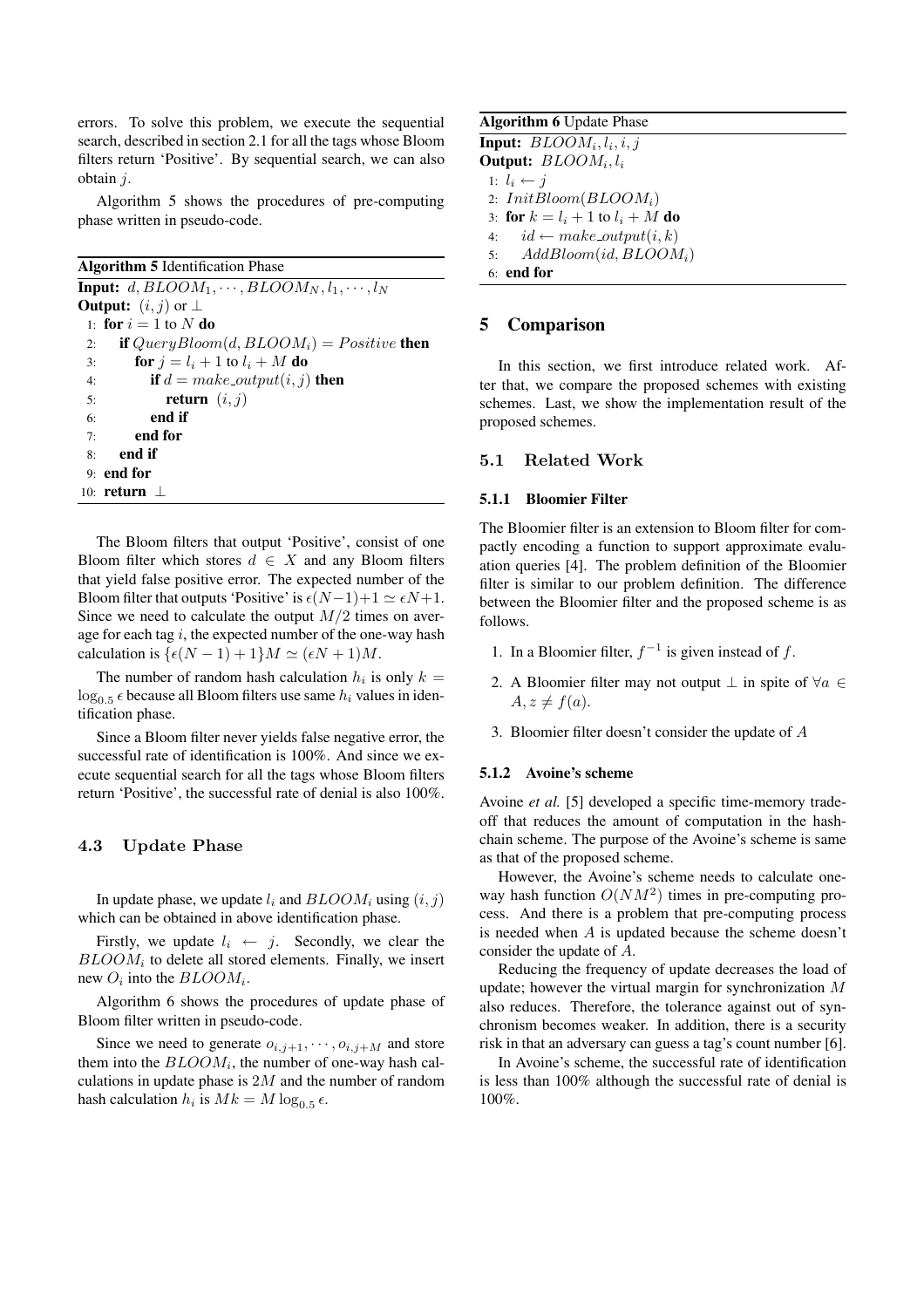errors. To solve this problem, we execute the sequential search, described in section 2.1 for all the tags whose Bloom filters return 'Positive'. By sequential search, we can also obtain $j$.

Algorithm 5 shows the procedures of pre-computing phase written in pseudo-code.

**Algorithm 5** Identification Phase

**Input:** $d, BLOOM_1, \cdots, BLOOM_N, l_1, \cdots, l_N$
**Output:** $(i, j)$ or $\perp$

```
1: for i = 1 to N do
2:   if QueryBloom(d, BLOOM_i) = Positive then
3:     for j = l_i + 1 to l_i + M do
4:       if d = make_output(i, j) then
5:         return (i, j)
6:       end if
7:     end for
8:   end if
9: end for
10: return ⊥
```

The Bloom filters that output 'Positive', consist of one Bloom filter which stores $d \in X$ and any Bloom filters that yield false positive error. The expected number of the Bloom filter that outputs 'Positive' is $\epsilon(N-1)+1 \simeq \epsilon N+1$. Since we need to calculate the output $M/2$ times on average for each tag $i$, the expected number of the one-way hash calculation is $\{\epsilon(N-1)+1\}M \simeq (\epsilon N+1)M$.

The number of random hash calculation $h_i$ is only $k = \log_{0.5} \epsilon$ because all Bloom filters use same $h_i$ values in identification phase.

Since a Bloom filter never yields false negative error, the successful rate of identification is 100%. And since we execute sequential search for all the tags whose Bloom filters return 'Positive', the successful rate of denial is also 100%.

### 4.3 Update Phase

In update phase, we update $l_i$ and $BLOOM_i$ using $(i, j)$ which can be obtained in above identification phase.

Firstly, we update $l_i \leftarrow j$. Secondly, we clear the $BLOOM_i$ to delete all stored elements. Finally, we insert new $O_i$ into the $BLOOM_i$.

Algorithm 6 shows the procedures of update phase of Bloom filter written in pseudo-code.

Since we need to generate $o_{i,j+1}, \cdots, o_{i,j+M}$ and store them into the $BLOOM_i$, the number of one-way hash calculations in update phase is $2M$ and the number of random hash calculation $h_i$ is $Mk = M \log_{0.5} \epsilon$.

**Algorithm 6** Update Phase

**Input:** $BLOOM_i, l_i, i, j$
**Output:** $BLOOM_i, l_i$

```
1: l_i ← j
2: InitBloom(BLOOM_i)
3: for k = l_i + 1 to l_i + M do
4:   id ← make_output(i, k)
5:   AddBloom(id, BLOOM_i)
6: end for
```

## 5 Comparison

In this section, we first introduce related work. After that, we compare the proposed schemes with existing schemes. Last, we show the implementation result of the proposed schemes.

### 5.1 Related Work

#### 5.1.1 Bloomier Filter

The Bloomier filter is an extension to Bloom filter for compactly encoding a function to support approximate evaluation queries [4]. The problem definition of the Bloomier filter is similar to our problem definition. The difference between the Bloomier filter and the proposed scheme is as follows.

1. In a Bloomier filter, $f^{-1}$ is given instead of $f$.
2. A Bloomier filter may not output $\perp$ in spite of $\forall a \in A, z \neq f(a)$.
3. Bloomier filter doesn't consider the update of $A$

#### 5.1.2 Avoine's scheme

Avoine *et al.* [5] developed a specific time-memory tradeoff that reduces the amount of computation in the hash-chain scheme. The purpose of the Avoine's scheme is same as that of the proposed scheme.

However, the Avoine's scheme needs to calculate one-way hash function $O(NM^2)$ times in pre-computing process. And there is a problem that pre-computing process is needed when $A$ is updated because the scheme doesn't consider the update of $A$.

Reducing the frequency of update decreases the load of update; however the virtual margin for synchronization $M$ also reduces. Therefore, the tolerance against out of synchronism becomes weaker. In addition, there is a security risk in that an adversary can guess a tag's count number [6].

In Avoine's scheme, the successful rate of identification is less than 100% although the successful rate of denial is 100%.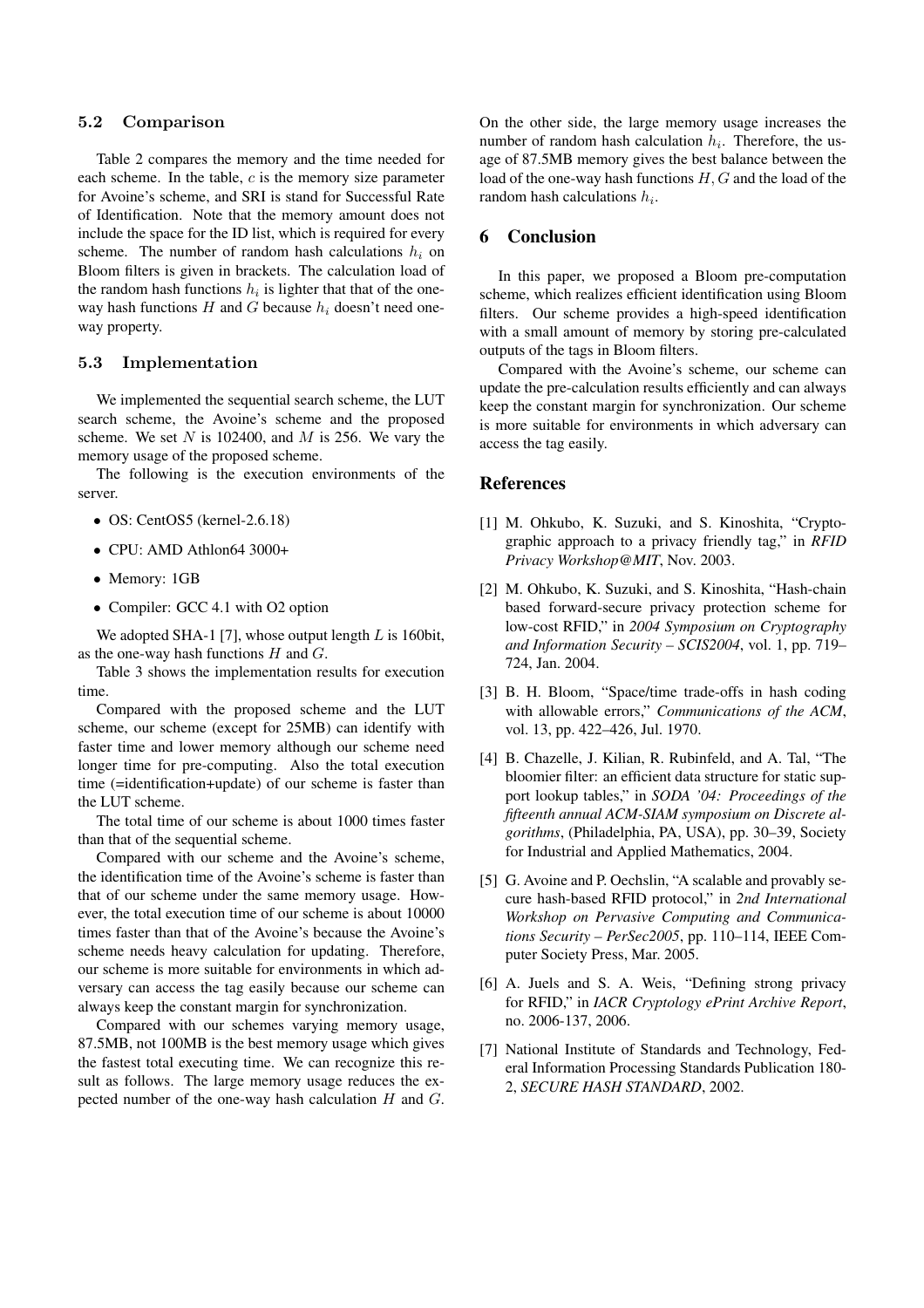### 5.2 Comparison

Table 2 compares the memory and the time needed for each scheme. In the table, $c$ is the memory size parameter for Avoine's scheme, and SRI is stand for Successful Rate of Identification. Note that the memory amount does not include the space for the ID list, which is required for every scheme. The number of random hash calculations $h_i$ on Bloom filters is given in brackets. The calculation load of the random hash functions $h_i$ is lighter that that of the one-way hash functions $H$ and $G$ because $h_i$ doesn't need one-way property.

### 5.3 Implementation

We implemented the sequential search scheme, the LUT search scheme, the Avoine's scheme and the proposed scheme. We set $N$ is 102400, and $M$ is 256. We vary the memory usage of the proposed scheme.

The following is the execution environments of the server.

- OS: CentOS5 (kernel-2.6.18)
- CPU: AMD Athlon64 3000+
- Memory: 1GB
- Compiler: GCC 4.1 with O2 option

We adopted SHA-1 [7], whose output length $L$ is 160bit, as the one-way hash functions $H$ and $G$.

Table 3 shows the implementation results for execution time.

Compared with the proposed scheme and the LUT scheme, our scheme (except for 25MB) can identify with faster time and lower memory although our scheme need longer time for pre-computing. Also the total execution time (=identification+update) of our scheme is faster than the LUT scheme.

The total time of our scheme is about 1000 times faster than that of the sequential scheme.

Compared with our scheme and the Avoine's scheme, the identification time of the Avoine's scheme is faster than that of our scheme under the same memory usage. However, the total execution time of our scheme is about 10000 times faster than that of the Avoine's scheme because the Avoine's scheme needs heavy calculation for updating. Therefore, our scheme is more suitable for environments in which adversary can access the tag easily because our scheme can always keep the constant margin for synchronization.

Compared with our schemes varying memory usage, 87.5MB, not 100MB is the best memory usage which gives the fastest total executing time. We can recognize this result as follows. The large memory usage reduces the expected number of the one-way hash calculation $H$ and $G$. On the other side, the large memory usage increases the number of random hash calculation $h_i$. Therefore, the usage of 87.5MB memory gives the best balance between the load of the one-way hash functions $H, G$ and the load of the random hash calculations $h_i$.

## 6 Conclusion

In this paper, we proposed a Bloom pre-computation scheme, which realizes efficient identification using Bloom filters. Our scheme provides a high-speed identification with a small amount of memory by storing pre-calculated outputs of the tags in Bloom filters.

Compared with the Avoine's scheme, our scheme can update the pre-calculation results efficiently and can always keep the constant margin for synchronization. Our scheme is more suitable for environments in which adversary can access the tag easily.

## References

[1] M. Ohkubo, K. Suzuki, and S. Kinoshita, "Cryptographic approach to a privacy friendly tag," in *RFID Privacy Workshop@MIT*, Nov. 2003.

[2] M. Ohkubo, K. Suzuki, and S. Kinoshita, "Hash-chain based forward-secure privacy protection scheme for low-cost RFID," in *2004 Symposium on Cryptography and Information Security – SCIS2004*, vol. 1, pp. 719–724, Jan. 2004.

[3] B. H. Bloom, "Space/time trade-offs in hash coding with allowable errors," *Communications of the ACM*, vol. 13, pp. 422–426, Jul. 1970.

[4] B. Chazelle, J. Kilian, R. Rubinfeld, and A. Tal, "The bloomier filter: an efficient data structure for static support lookup tables," in *SODA '04: Proceedings of the fifteenth annual ACM-SIAM symposium on Discrete algorithms*, (Philadelphia, PA, USA), pp. 30–39, Society for Industrial and Applied Mathematics, 2004.

[5] G. Avoine and P. Oechslin, "A scalable and provably secure hash-based RFID protocol," in *2nd International Workshop on Pervasive Computing and Communications Security – PerSec2005*, pp. 110–114, IEEE Computer Society Press, Mar. 2005.

[6] A. Juels and S. A. Weis, "Defining strong privacy for RFID," in *IACR Cryptology ePrint Archive Report*, no. 2006-137, 2006.

[7] National Institute of Standards and Technology, Federal Information Processing Standards Publication 180-2, *SECURE HASH STANDARD*, 2002.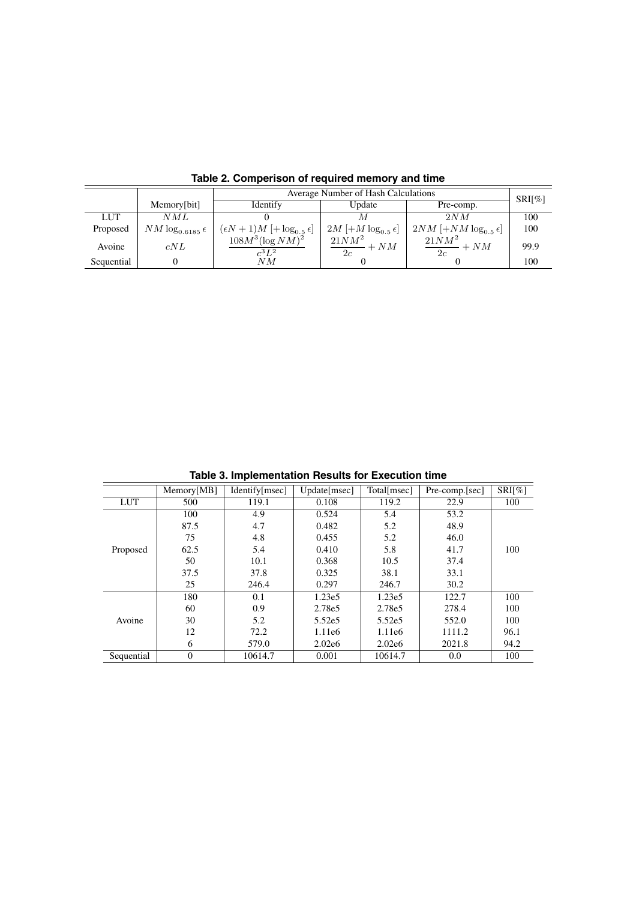**Table 2. Comperison of required memory and time**

| | Memory[bit] | Average Number of Hash Calculations | | | SRI[%] |
|---|---|---|---|---|---|
| | | Identify | Update | Pre-comp. | |
| LUT | $NML$ | 0 | $M$ | $2NM$ | 100 |
| Proposed | $NM \log_{0.6185} \epsilon$ | $(\epsilon N + 1)M$ [$+\log_{0.5} \epsilon$] | $2M$ [$+M \log_{0.5} \epsilon$] | $2NM$ [$+NM \log_{0.5} \epsilon$] | 100 |
| Avoine | $cNL$ | $\dfrac{108M^3(\log NM)^2}{c^3L^2}$ | $\dfrac{21NM^2}{2c} + NM$ | $\dfrac{21NM^2}{2c} + NM$ | 99.9 |
| Sequential | 0 | $NM$ | 0 | 0 | 100 |

**Table 3. Implementation Results for Execution time**

| | Memory[MB] | Identify[msec] | Update[msec] | Total[msec] | Pre-comp.[sec] | SRI[%] |
|---|---|---|---|---|---|---|
| LUT | 500 | 119.1 | 0.108 | 119.2 | 22.9 | 100 |
| Proposed | 100 | 4.9 | 0.524 | 5.4 | 53.2 | 100 |
| | 87.5 | 4.7 | 0.482 | 5.2 | 48.9 | |
| | 75 | 4.8 | 0.455 | 5.2 | 46.0 | |
| | 62.5 | 5.4 | 0.410 | 5.8 | 41.7 | |
| | 50 | 10.1 | 0.368 | 10.5 | 37.4 | |
| | 37.5 | 37.8 | 0.325 | 38.1 | 33.1 | |
| | 25 | 246.4 | 0.297 | 246.7 | 30.2 | |
| Avoine | 180 | 0.1 | 1.23e5 | 1.23e5 | 122.7 | 100 |
| | 60 | 0.9 | 2.78e5 | 2.78e5 | 278.4 | 100 |
| | 30 | 5.2 | 5.52e5 | 5.52e5 | 552.0 | 100 |
| | 12 | 72.2 | 1.11e6 | 1.11e6 | 1111.2 | 96.1 |
| | 6 | 579.0 | 2.02e6 | 2.02e6 | 2021.8 | 94.2 |
| Sequential | 0 | 10614.7 | 0.001 | 10614.7 | 0.0 | 100 |